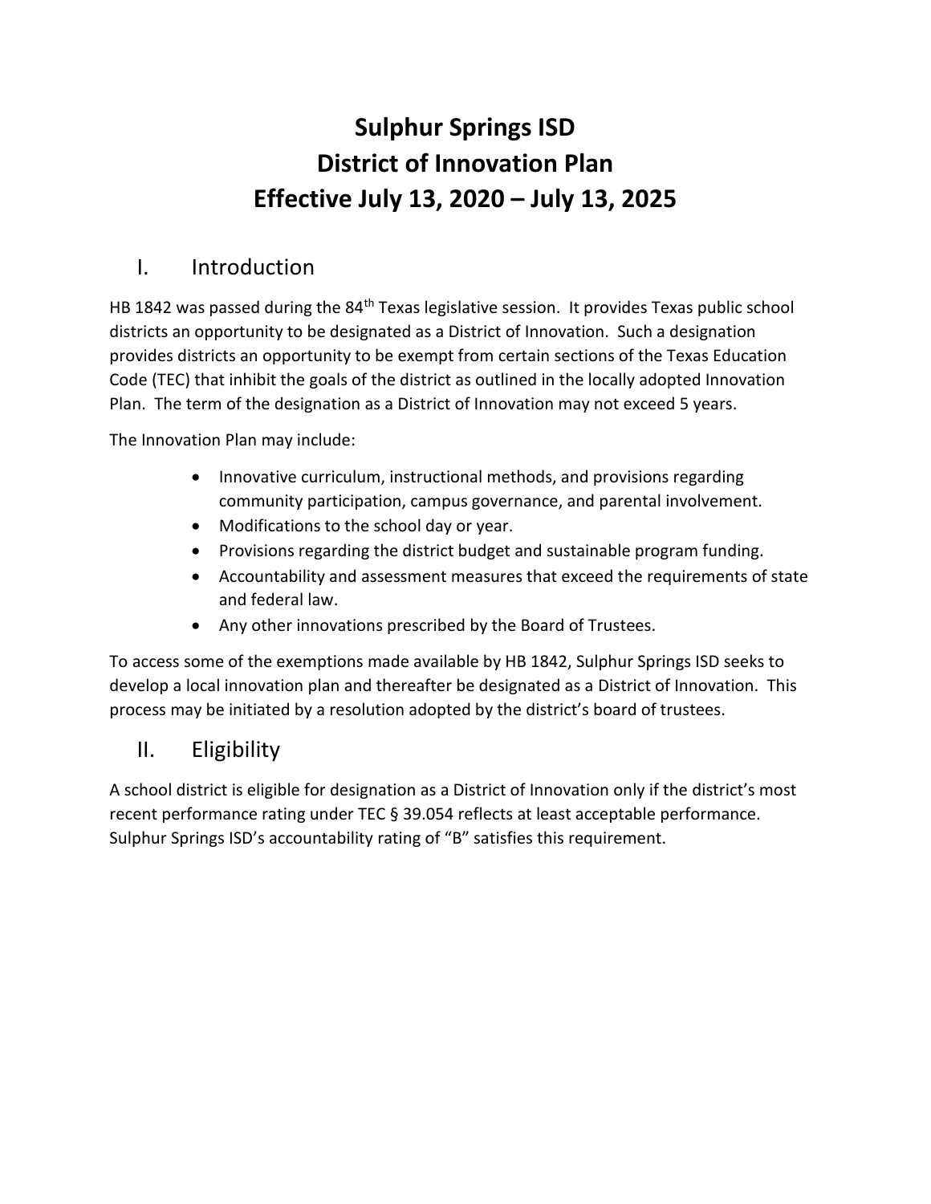# Sulphur Springs ISD
# District of Innovation Plan
# Effective July 13, 2020 – July 13, 2025

## I. Introduction

HB 1842 was passed during the 84th Texas legislative session. It provides Texas public school districts an opportunity to be designated as a District of Innovation. Such a designation provides districts an opportunity to be exempt from certain sections of the Texas Education Code (TEC) that inhibit the goals of the district as outlined in the locally adopted Innovation Plan. The term of the designation as a District of Innovation may not exceed 5 years.

The Innovation Plan may include:

- Innovative curriculum, instructional methods, and provisions regarding community participation, campus governance, and parental involvement.
- Modifications to the school day or year.
- Provisions regarding the district budget and sustainable program funding.
- Accountability and assessment measures that exceed the requirements of state and federal law.
- Any other innovations prescribed by the Board of Trustees.

To access some of the exemptions made available by HB 1842, Sulphur Springs ISD seeks to develop a local innovation plan and thereafter be designated as a District of Innovation. This process may be initiated by a resolution adopted by the district's board of trustees.

## II. Eligibility

A school district is eligible for designation as a District of Innovation only if the district's most recent performance rating under TEC § 39.054 reflects at least acceptable performance. Sulphur Springs ISD's accountability rating of "B" satisfies this requirement.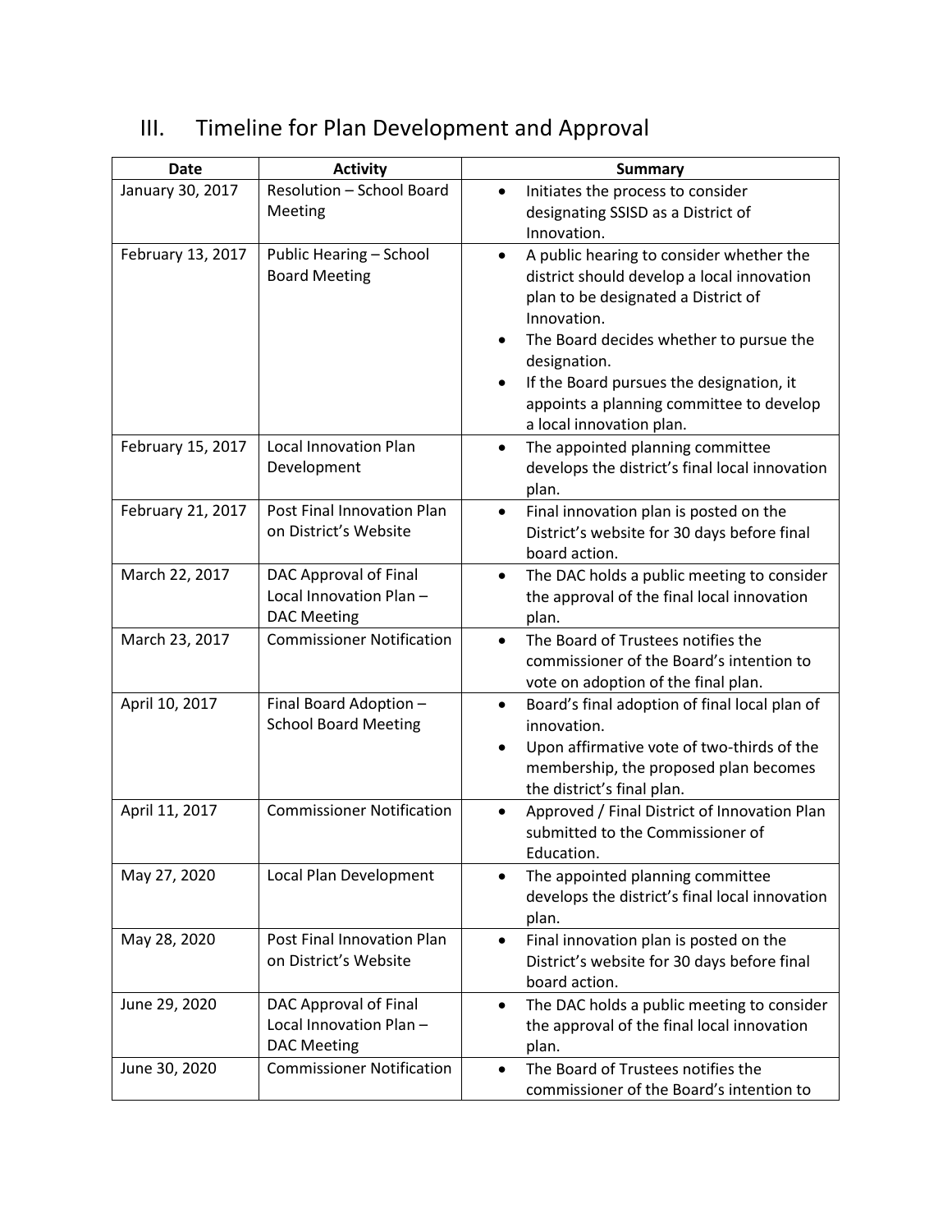## III. Timeline for Plan Development and Approval

| Date | Activity | Summary |
|---|---|---|
| January 30, 2017 | Resolution – School Board Meeting | • Initiates the process to consider designating SSISD as a District of Innovation. |
| February 13, 2017 | Public Hearing – School Board Meeting | • A public hearing to consider whether the district should develop a local innovation plan to be designated a District of Innovation.<br>• The Board decides whether to pursue the designation.<br>• If the Board pursues the designation, it appoints a planning committee to develop a local innovation plan. |
| February 15, 2017 | Local Innovation Plan Development | • The appointed planning committee develops the district's final local innovation plan. |
| February 21, 2017 | Post Final Innovation Plan on District's Website | • Final innovation plan is posted on the District's website for 30 days before final board action. |
| March 22, 2017 | DAC Approval of Final Local Innovation Plan – DAC Meeting | • The DAC holds a public meeting to consider the approval of the final local innovation plan. |
| March 23, 2017 | Commissioner Notification | • The Board of Trustees notifies the commissioner of the Board's intention to vote on adoption of the final plan. |
| April 10, 2017 | Final Board Adoption – School Board Meeting | • Board's final adoption of final local plan of innovation.<br>• Upon affirmative vote of two-thirds of the membership, the proposed plan becomes the district's final plan. |
| April 11, 2017 | Commissioner Notification | • Approved / Final District of Innovation Plan submitted to the Commissioner of Education. |
| May 27, 2020 | Local Plan Development | • The appointed planning committee develops the district's final local innovation plan. |
| May 28, 2020 | Post Final Innovation Plan on District's Website | • Final innovation plan is posted on the District's website for 30 days before final board action. |
| June 29, 2020 | DAC Approval of Final Local Innovation Plan – DAC Meeting | • The DAC holds a public meeting to consider the approval of the final local innovation plan. |
| June 30, 2020 | Commissioner Notification | • The Board of Trustees notifies the commissioner of the Board's intention to |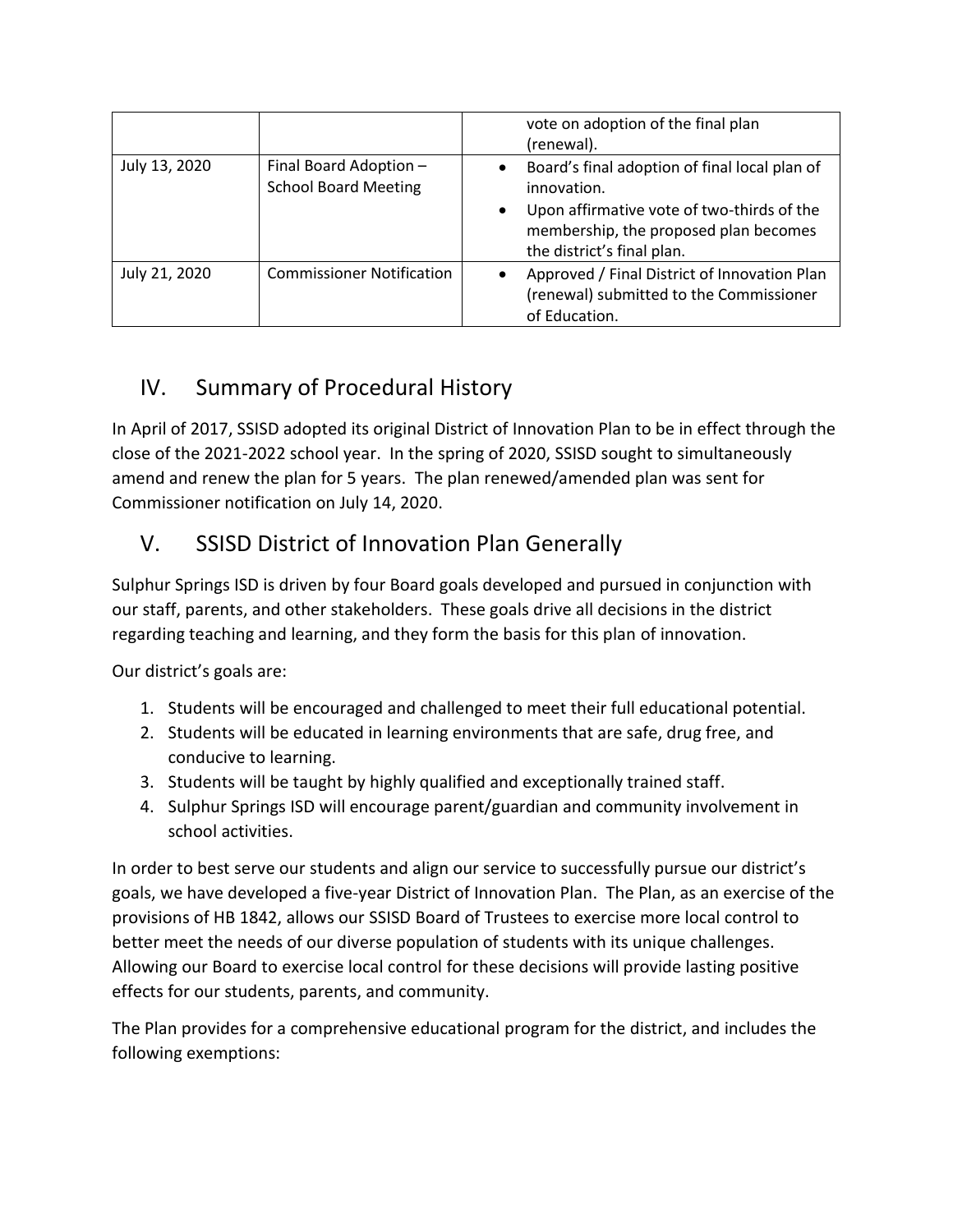| | | |
|---|---|---|
| | | vote on adoption of the final plan (renewal). |
| July 13, 2020 | Final Board Adoption – School Board Meeting | • Board's final adoption of final local plan of innovation.<br>• Upon affirmative vote of two-thirds of the membership, the proposed plan becomes the district's final plan. |
| July 21, 2020 | Commissioner Notification | • Approved / Final District of Innovation Plan (renewal) submitted to the Commissioner of Education. |

## IV. Summary of Procedural History

In April of 2017, SSISD adopted its original District of Innovation Plan to be in effect through the close of the 2021-2022 school year. In the spring of 2020, SSISD sought to simultaneously amend and renew the plan for 5 years. The plan renewed/amended plan was sent for Commissioner notification on July 14, 2020.

## V. SSISD District of Innovation Plan Generally

Sulphur Springs ISD is driven by four Board goals developed and pursued in conjunction with our staff, parents, and other stakeholders. These goals drive all decisions in the district regarding teaching and learning, and they form the basis for this plan of innovation.

Our district's goals are:

1. Students will be encouraged and challenged to meet their full educational potential.
2. Students will be educated in learning environments that are safe, drug free, and conducive to learning.
3. Students will be taught by highly qualified and exceptionally trained staff.
4. Sulphur Springs ISD will encourage parent/guardian and community involvement in school activities.

In order to best serve our students and align our service to successfully pursue our district's goals, we have developed a five-year District of Innovation Plan. The Plan, as an exercise of the provisions of HB 1842, allows our SSISD Board of Trustees to exercise more local control to better meet the needs of our diverse population of students with its unique challenges. Allowing our Board to exercise local control for these decisions will provide lasting positive effects for our students, parents, and community.

The Plan provides for a comprehensive educational program for the district, and includes the following exemptions: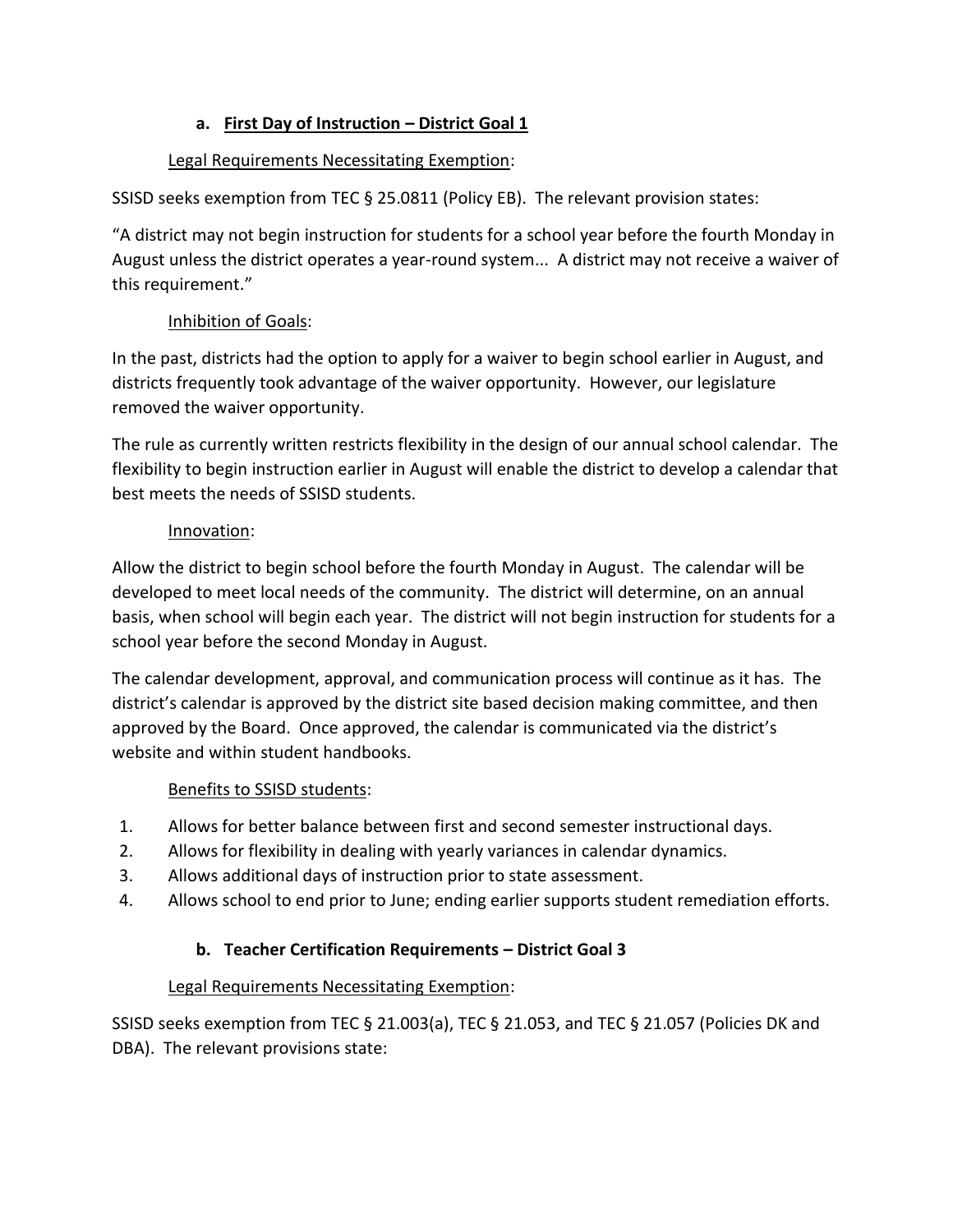### a. <u>First Day of Instruction – District Goal 1</u>

<u>Legal Requirements Necessitating Exemption</u>:

SSISD seeks exemption from TEC § 25.0811 (Policy EB). The relevant provision states:

"A district may not begin instruction for students for a school year before the fourth Monday in August unless the district operates a year-round system... A district may not receive a waiver of this requirement."

<u>Inhibition of Goals</u>:

In the past, districts had the option to apply for a waiver to begin school earlier in August, and districts frequently took advantage of the waiver opportunity. However, our legislature removed the waiver opportunity.

The rule as currently written restricts flexibility in the design of our annual school calendar. The flexibility to begin instruction earlier in August will enable the district to develop a calendar that best meets the needs of SSISD students.

<u>Innovation</u>:

Allow the district to begin school before the fourth Monday in August. The calendar will be developed to meet local needs of the community. The district will determine, on an annual basis, when school will begin each year. The district will not begin instruction for students for a school year before the second Monday in August.

The calendar development, approval, and communication process will continue as it has. The district's calendar is approved by the district site based decision making committee, and then approved by the Board. Once approved, the calendar is communicated via the district's website and within student handbooks.

<u>Benefits to SSISD students</u>:

1. Allows for better balance between first and second semester instructional days.
2. Allows for flexibility in dealing with yearly variances in calendar dynamics.
3. Allows additional days of instruction prior to state assessment.
4. Allows school to end prior to June; ending earlier supports student remediation efforts.

### b. Teacher Certification Requirements – District Goal 3

<u>Legal Requirements Necessitating Exemption</u>:

SSISD seeks exemption from TEC § 21.003(a), TEC § 21.053, and TEC § 21.057 (Policies DK and DBA). The relevant provisions state: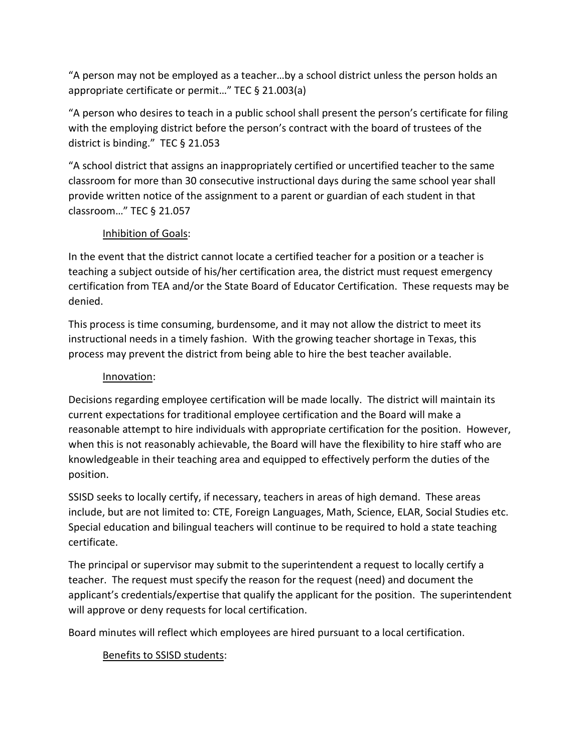"A person may not be employed as a teacher…by a school district unless the person holds an appropriate certificate or permit…" TEC § 21.003(a)

"A person who desires to teach in a public school shall present the person's certificate for filing with the employing district before the person's contract with the board of trustees of the district is binding." TEC § 21.053

"A school district that assigns an inappropriately certified or uncertified teacher to the same classroom for more than 30 consecutive instructional days during the same school year shall provide written notice of the assignment to a parent or guardian of each student in that classroom…" TEC § 21.057

<u>Inhibition of Goals</u>:

In the event that the district cannot locate a certified teacher for a position or a teacher is teaching a subject outside of his/her certification area, the district must request emergency certification from TEA and/or the State Board of Educator Certification. These requests may be denied.

This process is time consuming, burdensome, and it may not allow the district to meet its instructional needs in a timely fashion. With the growing teacher shortage in Texas, this process may prevent the district from being able to hire the best teacher available.

<u>Innovation</u>:

Decisions regarding employee certification will be made locally. The district will maintain its current expectations for traditional employee certification and the Board will make a reasonable attempt to hire individuals with appropriate certification for the position. However, when this is not reasonably achievable, the Board will have the flexibility to hire staff who are knowledgeable in their teaching area and equipped to effectively perform the duties of the position.

SSISD seeks to locally certify, if necessary, teachers in areas of high demand. These areas include, but are not limited to: CTE, Foreign Languages, Math, Science, ELAR, Social Studies etc. Special education and bilingual teachers will continue to be required to hold a state teaching certificate.

The principal or supervisor may submit to the superintendent a request to locally certify a teacher. The request must specify the reason for the request (need) and document the applicant's credentials/expertise that qualify the applicant for the position. The superintendent will approve or deny requests for local certification.

Board minutes will reflect which employees are hired pursuant to a local certification.

<u>Benefits to SSISD students</u>: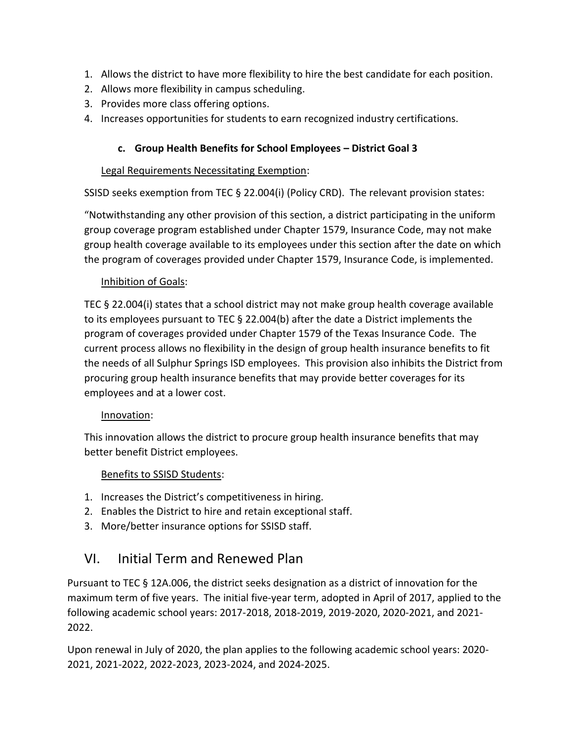1. Allows the district to have more flexibility to hire the best candidate for each position.
2. Allows more flexibility in campus scheduling.
3. Provides more class offering options.
4. Increases opportunities for students to earn recognized industry certifications.

### c. Group Health Benefits for School Employees – District Goal 3

Legal Requirements Necessitating Exemption:

SSISD seeks exemption from TEC § 22.004(i) (Policy CRD). The relevant provision states:

"Notwithstanding any other provision of this section, a district participating in the uniform group coverage program established under Chapter 1579, Insurance Code, may not make group health coverage available to its employees under this section after the date on which the program of coverages provided under Chapter 1579, Insurance Code, is implemented.

Inhibition of Goals:

TEC § 22.004(i) states that a school district may not make group health coverage available to its employees pursuant to TEC § 22.004(b) after the date a District implements the program of coverages provided under Chapter 1579 of the Texas Insurance Code. The current process allows no flexibility in the design of group health insurance benefits to fit the needs of all Sulphur Springs ISD employees. This provision also inhibits the District from procuring group health insurance benefits that may provide better coverages for its employees and at a lower cost.

Innovation:

This innovation allows the district to procure group health insurance benefits that may better benefit District employees.

Benefits to SSISD Students:

1. Increases the District's competitiveness in hiring.
2. Enables the District to hire and retain exceptional staff.
3. More/better insurance options for SSISD staff.

## VI. Initial Term and Renewed Plan

Pursuant to TEC § 12A.006, the district seeks designation as a district of innovation for the maximum term of five years. The initial five-year term, adopted in April of 2017, applied to the following academic school years: 2017-2018, 2018-2019, 2019-2020, 2020-2021, and 2021-2022.

Upon renewal in July of 2020, the plan applies to the following academic school years: 2020-2021, 2021-2022, 2022-2023, 2023-2024, and 2024-2025.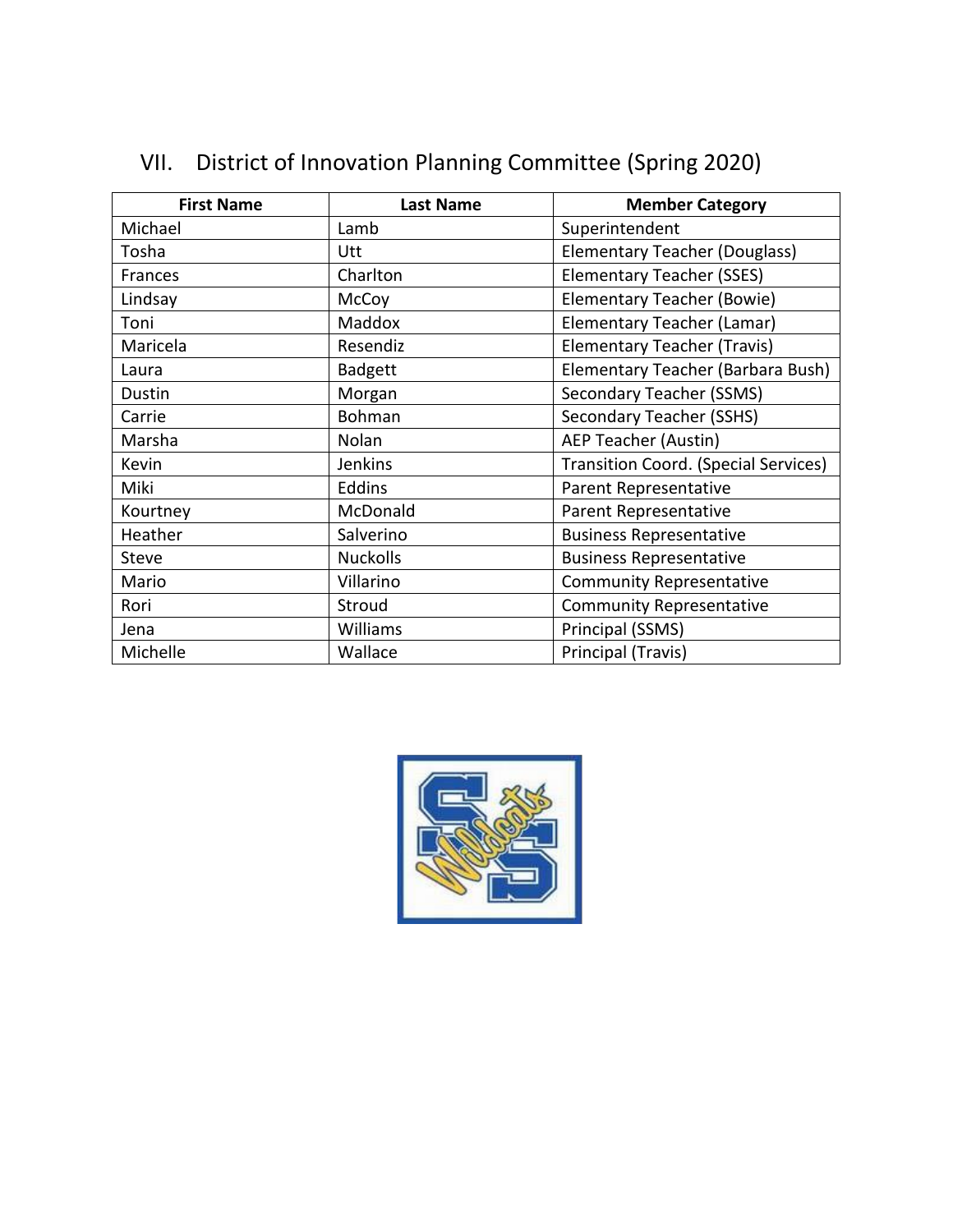## VII. District of Innovation Planning Committee (Spring 2020)

| First Name | Last Name | Member Category |
|---|---|---|
| Michael | Lamb | Superintendent |
| Tosha | Utt | Elementary Teacher (Douglass) |
| Frances | Charlton | Elementary Teacher (SSES) |
| Lindsay | McCoy | Elementary Teacher (Bowie) |
| Toni | Maddox | Elementary Teacher (Lamar) |
| Maricela | Resendiz | Elementary Teacher (Travis) |
| Laura | Badgett | Elementary Teacher (Barbara Bush) |
| Dustin | Morgan | Secondary Teacher (SSMS) |
| Carrie | Bohman | Secondary Teacher (SSHS) |
| Marsha | Nolan | AEP Teacher (Austin) |
| Kevin | Jenkins | Transition Coord. (Special Services) |
| Miki | Eddins | Parent Representative |
| Kourtney | McDonald | Parent Representative |
| Heather | Salverino | Business Representative |
| Steve | Nuckolls | Business Representative |
| Mario | Villarino | Community Representative |
| Rori | Stroud | Community Representative |
| Jena | Williams | Principal (SSMS) |
| Michelle | Wallace | Principal (Travis) |